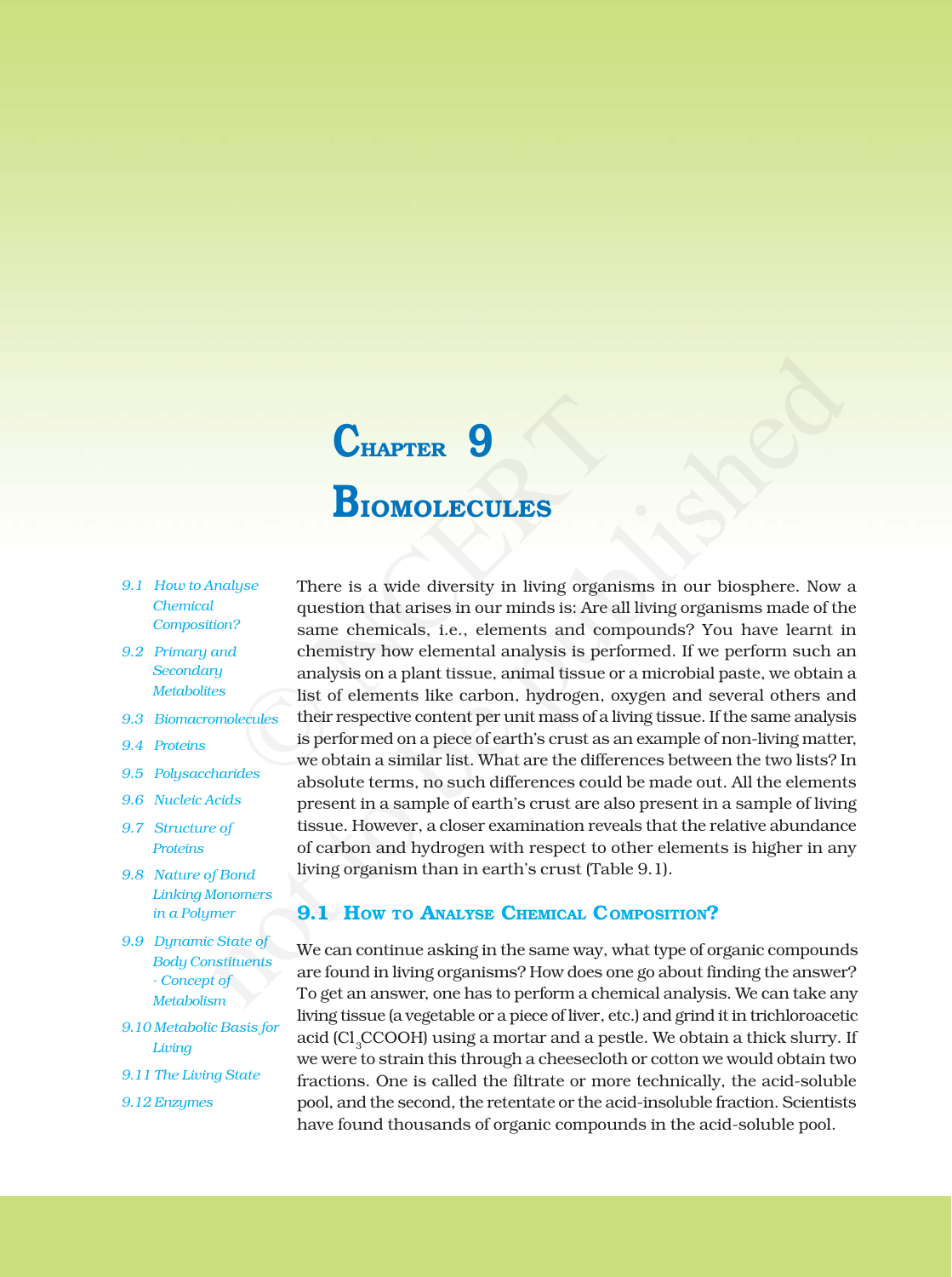# Chapter 9

# Biomolecules

*9.1 How to Analyse Chemical Composition?*

*9.2 Primary and Secondary Metabolites*

*9.3 Biomacromolecules*

*9.4 Proteins*

*9.5 Polysaccharides*

*9.6 Nucleic Acids*

*9.7 Structure of Proteins*

*9.8 Nature of Bond Linking Monomers in a Polymer*

*9.9 Dynamic State of Body Constituents - Concept of Metabolism*

*9.10 Metabolic Basis for Living*

*9.11 The Living State*

*9.12 Enzymes*

There is a wide diversity in living organisms in our biosphere. Now a question that arises in our minds is: Are all living organisms made of the same chemicals, i.e., elements and compounds? You have learnt in chemistry how elemental analysis is performed. If we perform such an analysis on a plant tissue, animal tissue or a microbial paste, we obtain a list of elements like carbon, hydrogen, oxygen and several others and their respective content per unit mass of a living tissue. If the same analysis is performed on a piece of earth's crust as an example of non-living matter, we obtain a similar list. What are the differences between the two lists? In absolute terms, no such differences could be made out. All the elements present in a sample of earth's crust are also present in a sample of living tissue. However, a closer examination reveals that the relative abundance of carbon and hydrogen with respect to other elements is higher in any living organism than in earth's crust (Table 9.1).

## 9.1 How to Analyse Chemical Composition?

We can continue asking in the same way, what type of organic compounds are found in living organisms? How does one go about finding the answer? To get an answer, one has to perform a chemical analysis. We can take any living tissue (a vegetable or a piece of liver, etc.) and grind it in trichloroacetic acid ($Cl_3CCOOH$) using a mortar and a pestle. We obtain a thick slurry. If we were to strain this through a cheesecloth or cotton we would obtain two fractions. One is called the filtrate or more technically, the acid-soluble pool, and the second, the retentate or the acid-insoluble fraction. Scientists have found thousands of organic compounds in the acid-soluble pool.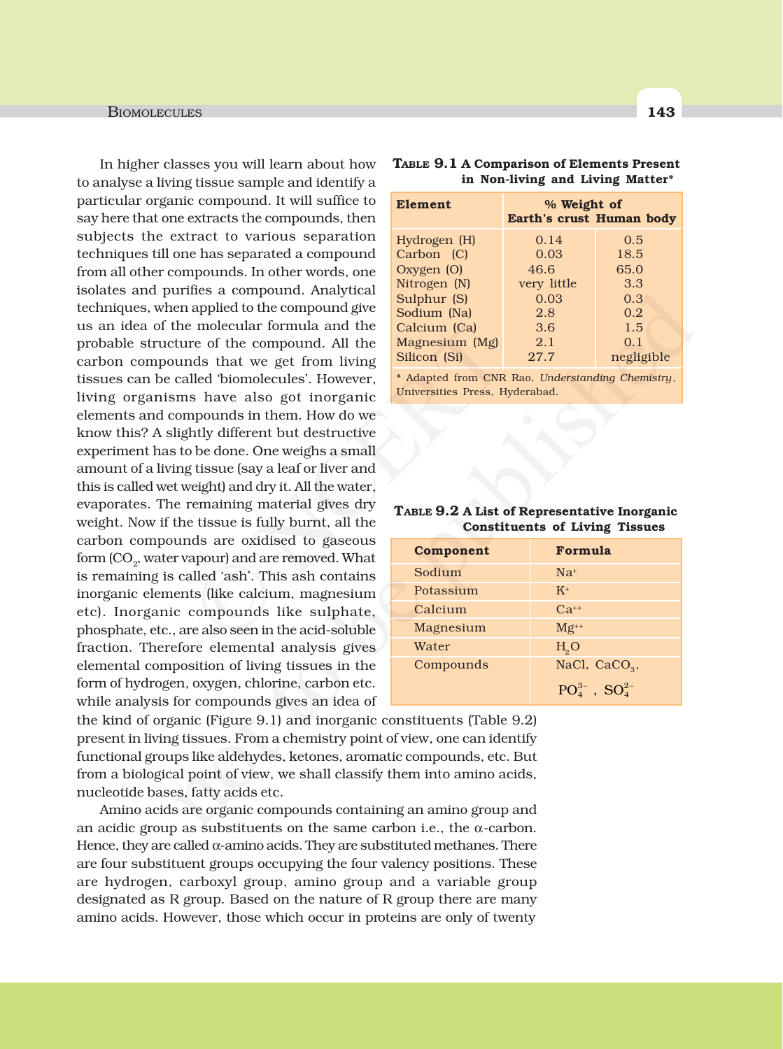In higher classes you will learn about how to analyse a living tissue sample and identify a particular organic compound. It will suffice to say here that one extracts the compounds, then subjects the extract to various separation techniques till one has separated a compound from all other compounds. In other words, one isolates and purifies a compound. Analytical techniques, when applied to the compound give us an idea of the molecular formula and the probable structure of the compound. All the carbon compounds that we get from living tissues can be called 'biomolecules'. However, living organisms have also got inorganic elements and compounds in them. How do we know this? A slightly different but destructive experiment has to be done. One weighs a small amount of a living tissue (say a leaf or liver and this is called wet weight) and dry it. All the water, evaporates. The remaining material gives dry weight. Now if the tissue is fully burnt, all the carbon compounds are oxidised to gaseous form ($CO_2$, water vapour) and are removed. What is remaining is called 'ash'. This ash contains inorganic elements (like calcium, magnesium etc). Inorganic compounds like sulphate, phosphate, etc., are also seen in the acid-soluble fraction. Therefore elemental analysis gives elemental composition of living tissues in the form of hydrogen, oxygen, chlorine, carbon etc. while analysis for compounds gives an idea of the kind of organic (Figure 9.1) and inorganic constituents (Table 9.2) present in living tissues. From a chemistry point of view, one can identify functional groups like aldehydes, ketones, aromatic compounds, etc. But from a biological point of view, we shall classify them into amino acids, nucleotide bases, fatty acids etc.

**TABLE 9.1 A Comparison of Elements Present in Non-living and Living Matter***

| Element | % Weight of | |
|---|---|---|
| | Earth's crust | Human body |
| Hydrogen (H) | 0.14 | 0.5 |
| Carbon (C) | 0.03 | 18.5 |
| Oxygen (O) | 46.6 | 65.0 |
| Nitrogen (N) | very little | 3.3 |
| Sulphur (S) | 0.03 | 0.3 |
| Sodium (Na) | 2.8 | 0.2 |
| Calcium (Ca) | 3.6 | 1.5 |
| Magnesium (Mg) | 2.1 | 0.1 |
| Silicon (Si) | 27.7 | negligible |

\* Adapted from CNR Rao, *Understanding Chemistry*, Universities Press, Hyderabad.

**TABLE 9.2 A List of Representative Inorganic Constituents of Living Tissues**

| Component | Formula |
|---|---|
| Sodium | $Na^+$ |
| Potassium | $K^+$ |
| Calcium | $Ca^{++}$ |
| Magnesium | $Mg^{++}$ |
| Water | $H_2O$ |
| Compounds | $NaCl$, $CaCO_3$, $PO_4^{3-}$, $SO_4^{2-}$ |

Amino acids are organic compounds containing an amino group and an acidic group as substituents on the same carbon i.e., the α-carbon. Hence, they are called α-amino acids. They are substituted methanes. There are four substituent groups occupying the four valency positions. These are hydrogen, carboxyl group, amino group and a variable group designated as R group. Based on the nature of R group there are many amino acids. However, those which occur in proteins are only of twenty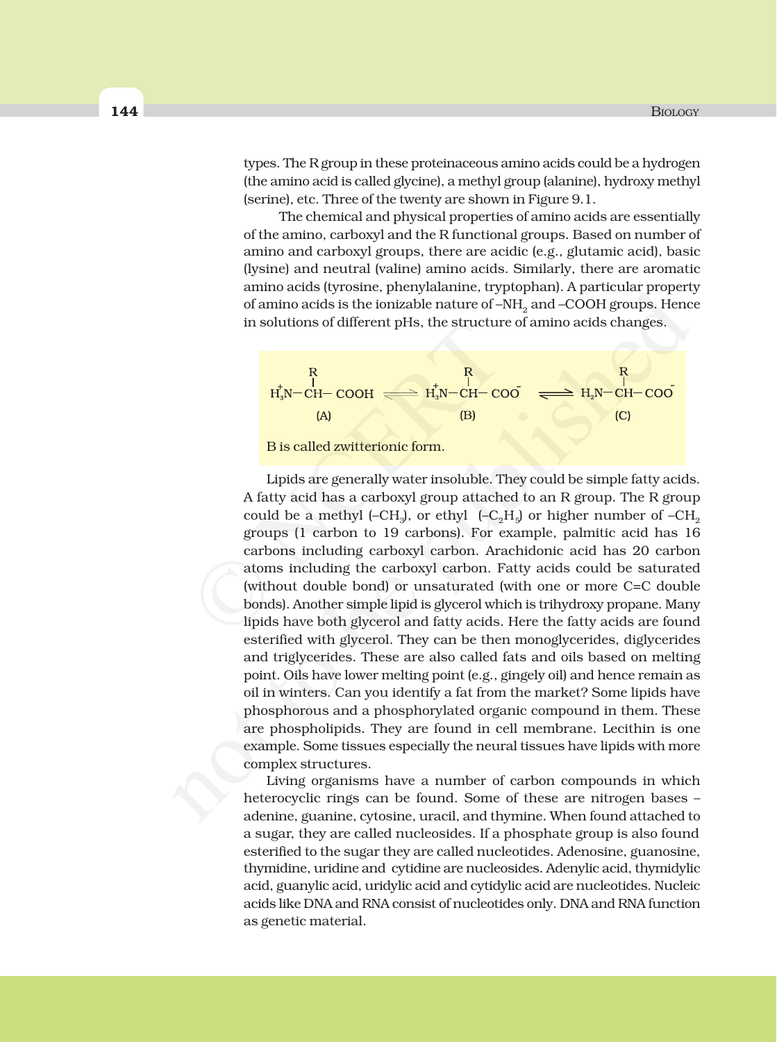types. The R group in these proteinaceous amino acids could be a hydrogen (the amino acid is called glycine), a methyl group (alanine), hydroxy methyl (serine), etc. Three of the twenty are shown in Figure 9.1.

The chemical and physical properties of amino acids are essentially of the amino, carboxyl and the R functional groups. Based on number of amino and carboxyl groups, there are acidic (e.g., glutamic acid), basic (lysine) and neutral (valine) amino acids. Similarly, there are aromatic amino acids (tyrosine, phenylalanine, tryptophan). A particular property of amino acids is the ionizable nature of $-NH_2$ and $-COOH$ groups. Hence in solutions of different pHs, the structure of amino acids changes.

$$\underset{(A)}{H_3\overset{+}{N}-\overset{\overset{R}{|}}{C}H-COOH} \rightleftharpoons \underset{(B)}{H_3\overset{+}{N}-\overset{\overset{R}{|}}{C}H-COO^-} \rightleftharpoons \underset{(C)}{H_2N-\overset{\overset{R}{|}}{C}H-COO^-}$$

B is called zwitterionic form.

Lipids are generally water insoluble. They could be simple fatty acids. A fatty acid has a carboxyl group attached to an R group. The R group could be a methyl ($-CH_3$), or ethyl ($-C_2H_5$) or higher number of $-CH_2$ groups (1 carbon to 19 carbons). For example, palmitic acid has 16 carbons including carboxyl carbon. Arachidonic acid has 20 carbon atoms including the carboxyl carbon. Fatty acids could be saturated (without double bond) or unsaturated (with one or more C=C double bonds). Another simple lipid is glycerol which is trihydroxy propane. Many lipids have both glycerol and fatty acids. Here the fatty acids are found esterified with glycerol. They can be then monoglycerides, diglycerides and triglycerides. These are also called fats and oils based on melting point. Oils have lower melting point (e.g., gingely oil) and hence remain as oil in winters. Can you identify a fat from the market? Some lipids have phosphorous and a phosphorylated organic compound in them. These are phospholipids. They are found in cell membrane. Lecithin is one example. Some tissues especially the neural tissues have lipids with more complex structures.

Living organisms have a number of carbon compounds in which heterocyclic rings can be found. Some of these are nitrogen bases – adenine, guanine, cytosine, uracil, and thymine. When found attached to a sugar, they are called nucleosides. If a phosphate group is also found esterified to the sugar they are called nucleotides. Adenosine, guanosine, thymidine, uridine and cytidine are nucleosides. Adenylic acid, thymidylic acid, guanylic acid, uridylic acid and cytidylic acid are nucleotides. Nucleic acids like DNA and RNA consist of nucleotides only. DNA and RNA function as genetic material.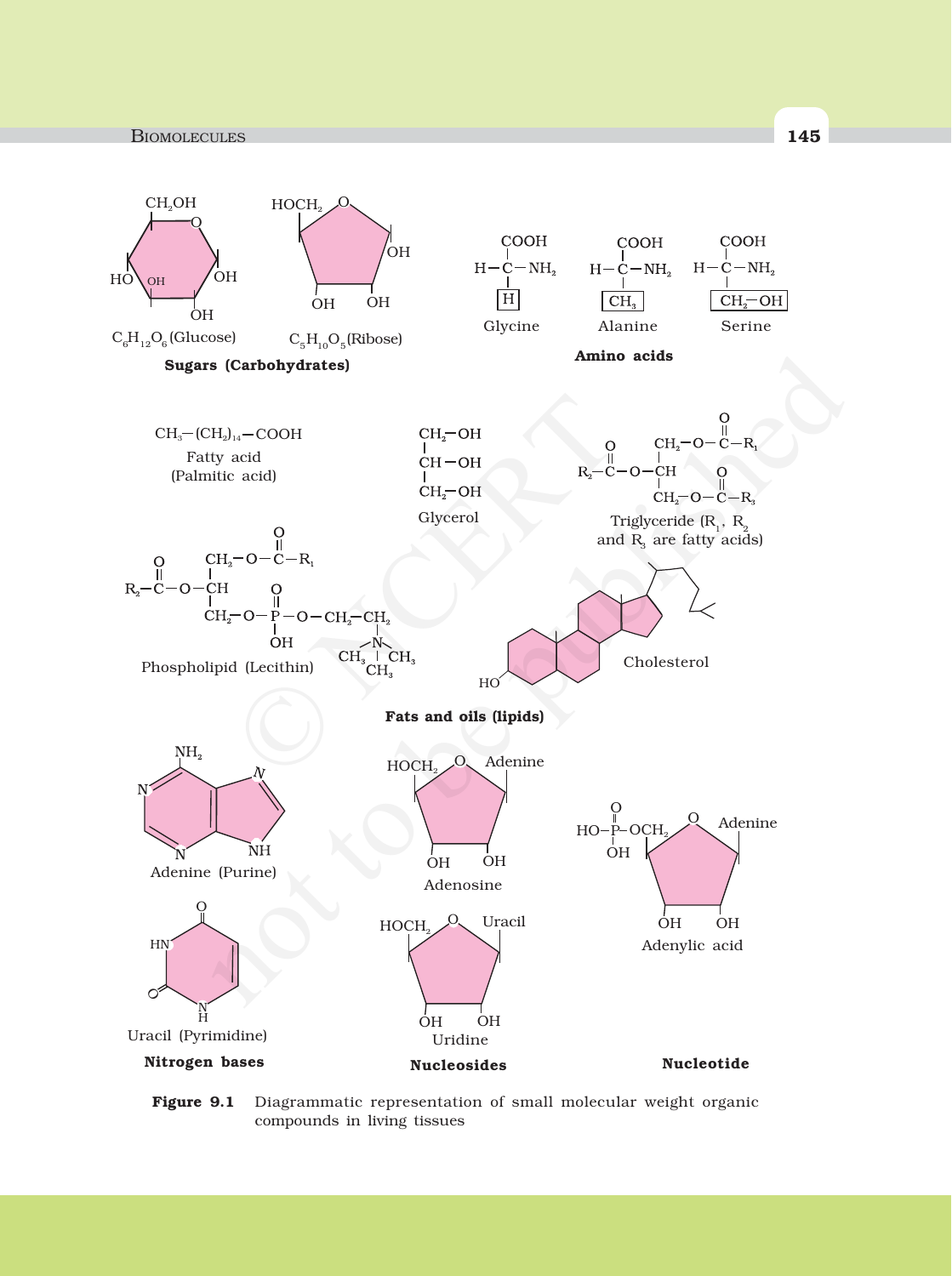$C_6H_{12}O_6$ (Glucose)

$C_5H_{10}O_5$ (Ribose)

**Sugars (Carbohydrates)**

Glycine

Alanine

Serine

**Amino acids**

$CH_3-(CH_2)_{14}-COOH$

Fatty acid
(Palmitic acid)

Glycerol

Triglyceride ($R_1$, $R_2$ and $R_3$ are fatty acids)

Phospholipid (Lecithin)

Cholesterol

**Fats and oils (lipids)**

Adenine (Purine)

Uracil (Pyrimidine)

**Nitrogen bases**

Adenosine

Uridine

**Nucleosides**

Adenylic acid

**Nucleotide**

**Figure 9.1** Diagrammatic representation of small molecular weight organic compounds in living tissues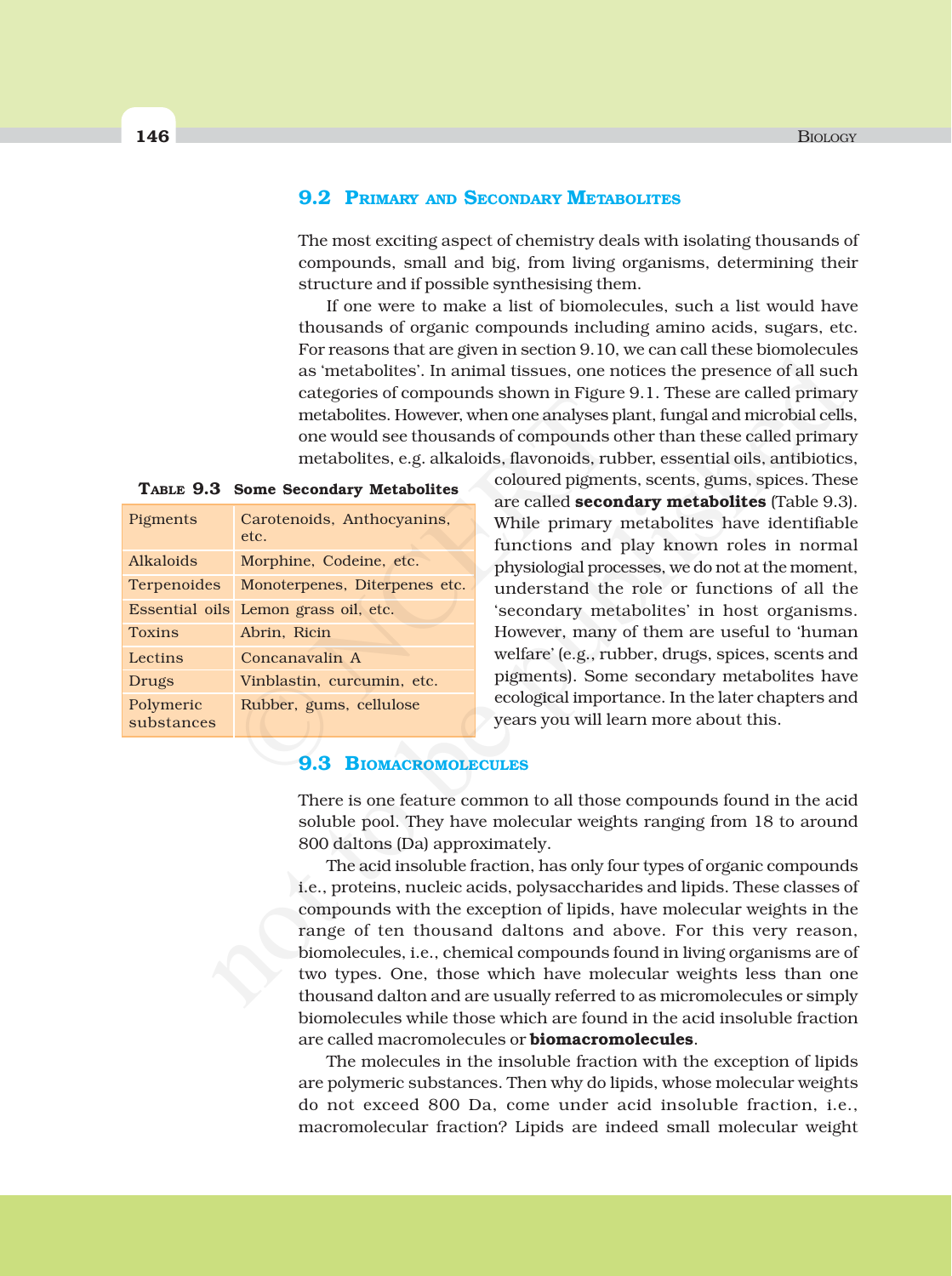## 9.2 Primary and Secondary Metabolites

The most exciting aspect of chemistry deals with isolating thousands of compounds, small and big, from living organisms, determining their structure and if possible synthesising them.

If one were to make a list of biomolecules, such a list would have thousands of organic compounds including amino acids, sugars, etc. For reasons that are given in section 9.10, we can call these biomolecules as 'metabolites'. In animal tissues, one notices the presence of all such categories of compounds shown in Figure 9.1. These are called primary metabolites. However, when one analyses plant, fungal and microbial cells, one would see thousands of compounds other than these called primary metabolites, e.g. alkaloids, flavonoids, rubber, essential oils, antibiotics, coloured pigments, scents, gums, spices. These are called **secondary metabolites** (Table 9.3). While primary metabolites have identifiable functions and play known roles in normal physiologial processes, we do not at the moment, understand the role or functions of all the 'secondary metabolites' in host organisms. However, many of them are useful to 'human welfare' (e.g., rubber, drugs, spices, scents and pigments). Some secondary metabolites have ecological importance. In the later chapters and years you will learn more about this.

**Table 9.3 Some Secondary Metabolites**

| | |
|---|---|
| Pigments | Carotenoids, Anthocyanins, etc. |
| Alkaloids | Morphine, Codeine, etc. |
| Terpenoides | Monoterpenes, Diterpenes etc. |
| Essential oils | Lemon grass oil, etc. |
| Toxins | Abrin, Ricin |
| Lectins | Concanavalin A |
| Drugs | Vinblastin, curcumin, etc. |
| Polymeric substances | Rubber, gums, cellulose |

## 9.3 Biomacromolecules

There is one feature common to all those compounds found in the acid soluble pool. They have molecular weights ranging from 18 to around 800 daltons (Da) approximately.

The acid insoluble fraction, has only four types of organic compounds i.e., proteins, nucleic acids, polysaccharides and lipids. These classes of compounds with the exception of lipids, have molecular weights in the range of ten thousand daltons and above. For this very reason, biomolecules, i.e., chemical compounds found in living organisms are of two types. One, those which have molecular weights less than one thousand dalton and are usually referred to as micromolecules or simply biomolecules while those which are found in the acid insoluble fraction are called macromolecules or **biomacromolecules**.

The molecules in the insoluble fraction with the exception of lipids are polymeric substances. Then why do lipids, whose molecular weights do not exceed 800 Da, come under acid insoluble fraction, i.e., macromolecular fraction? Lipids are indeed small molecular weight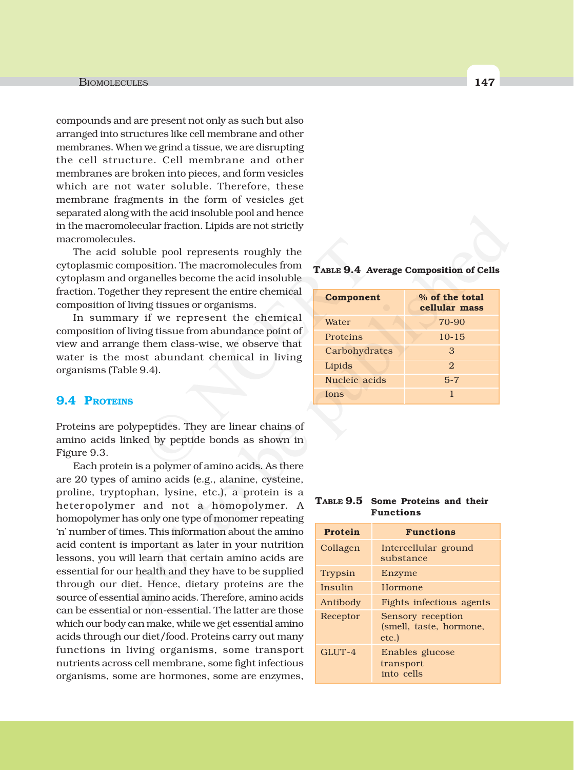compounds and are present not only as such but also arranged into structures like cell membrane and other membranes. When we grind a tissue, we are disrupting the cell structure. Cell membrane and other membranes are broken into pieces, and form vesicles which are not water soluble. Therefore, these membrane fragments in the form of vesicles get separated along with the acid insoluble pool and hence in the macromolecular fraction. Lipids are not strictly macromolecules.

The acid soluble pool represents roughly the cytoplasmic composition. The macromolecules from cytoplasm and organelles become the acid insoluble fraction. Together they represent the entire chemical composition of living tissues or organisms.

In summary if we represent the chemical composition of living tissue from abundance point of view and arrange them class-wise, we observe that water is the most abundant chemical in living organisms (Table 9.4).

**TABLE 9.4 Average Composition of Cells**

| Component | % of the total cellular mass |
|---|---|
| Water | 70-90 |
| Proteins | 10-15 |
| Carbohydrates | 3 |
| Lipids | 2 |
| Nucleic acids | 5-7 |
| Ions | 1 |

## 9.4 PROTEINS

Proteins are polypeptides. They are linear chains of amino acids linked by peptide bonds as shown in Figure 9.3.

Each protein is a polymer of amino acids. As there are 20 types of amino acids (e.g., alanine, cysteine, proline, tryptophan, lysine, etc.), a protein is a heteropolymer and not a homopolymer. A homopolymer has only one type of monomer repeating 'n' number of times. This information about the amino acid content is important as later in your nutrition lessons, you will learn that certain amino acids are essential for our health and they have to be supplied through our diet. Hence, dietary proteins are the source of essential amino acids. Therefore, amino acids can be essential or non-essential. The latter are those which our body can make, while we get essential amino acids through our diet/food. Proteins carry out many functions in living organisms, some transport nutrients across cell membrane, some fight infectious organisms, some are hormones, some are enzymes,

**TABLE 9.5 Some Proteins and their Functions**

| Protein | Functions |
|---|---|
| Collagen | Intercellular ground substance |
| Trypsin | Enzyme |
| Insulin | Hormone |
| Antibody | Fights infectious agents |
| Receptor | Sensory reception (smell, taste, hormone, etc.) |
| GLUT-4 | Enables glucose transport into cells |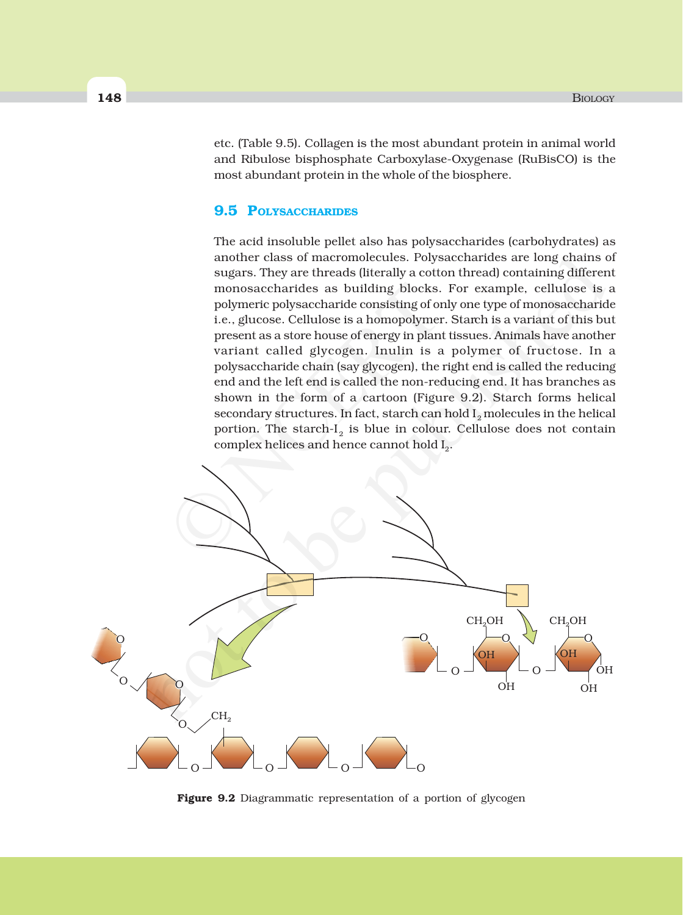etc. (Table 9.5). Collagen is the most abundant protein in animal world and Ribulose bisphosphate Carboxylase-Oxygenase (RuBisCO) is the most abundant protein in the whole of the biosphere.

## 9.5 Polysaccharides

The acid insoluble pellet also has polysaccharides (carbohydrates) as another class of macromolecules. Polysaccharides are long chains of sugars. They are threads (literally a cotton thread) containing different monosaccharides as building blocks. For example, cellulose is a polymeric polysaccharide consisting of only one type of monosaccharide i.e., glucose. Cellulose is a homopolymer. Starch is a variant of this but present as a store house of energy in plant tissues. Animals have another variant called glycogen. Inulin is a polymer of fructose. In a polysaccharide chain (say glycogen), the right end is called the reducing end and the left end is called the non-reducing end. It has branches as shown in the form of a cartoon (Figure 9.2). Starch forms helical secondary structures. In fact, starch can hold $I_2$ molecules in the helical portion. The starch-$I_2$ is blue in colour. Cellulose does not contain complex helices and hence cannot hold $I_2$.

**Figure 9.2** Diagrammatic representation of a portion of glycogen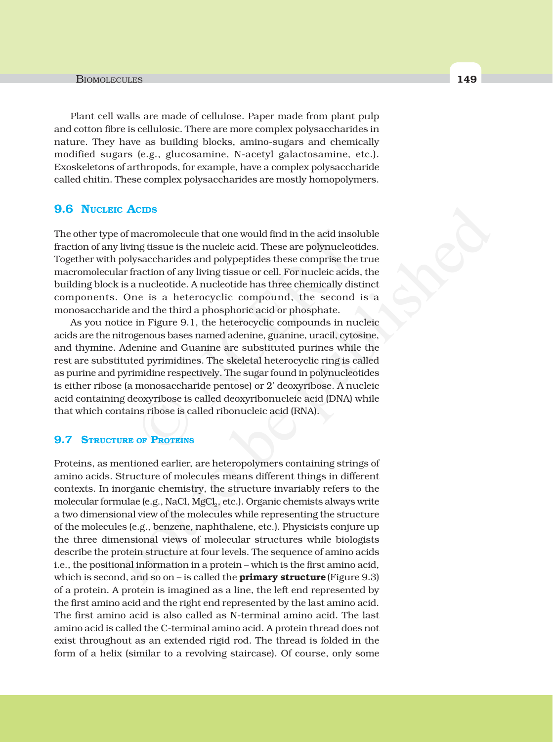Plant cell walls are made of cellulose. Paper made from plant pulp and cotton fibre is cellulosic. There are more complex polysaccharides in nature. They have as building blocks, amino-sugars and chemically modified sugars (e.g., glucosamine, N-acetyl galactosamine, etc.). Exoskeletons of arthropods, for example, have a complex polysaccharide called chitin. These complex polysaccharides are mostly homopolymers.

## 9.6 Nucleic Acids

The other type of macromolecule that one would find in the acid insoluble fraction of any living tissue is the nucleic acid. These are polynucleotides. Together with polysaccharides and polypeptides these comprise the true macromolecular fraction of any living tissue or cell. For nucleic acids, the building block is a nucleotide. A nucleotide has three chemically distinct components. One is a heterocyclic compound, the second is a monosaccharide and the third a phosphoric acid or phosphate.

As you notice in Figure 9.1, the heterocyclic compounds in nucleic acids are the nitrogenous bases named adenine, guanine, uracil, cytosine, and thymine. Adenine and Guanine are substituted purines while the rest are substituted pyrimidines. The skeletal heterocyclic ring is called as purine and pyrimidine respectively. The sugar found in polynucleotides is either ribose (a monosaccharide pentose) or 2' deoxyribose. A nucleic acid containing deoxyribose is called deoxyribonucleic acid (DNA) while that which contains ribose is called ribonucleic acid (RNA).

## 9.7 Structure of Proteins

Proteins, as mentioned earlier, are heteropolymers containing strings of amino acids. Structure of molecules means different things in different contexts. In inorganic chemistry, the structure invariably refers to the molecular formulae (e.g., NaCl, $MgCl_2$, etc.). Organic chemists always write a two dimensional view of the molecules while representing the structure of the molecules (e.g., benzene, naphthalene, etc.). Physicists conjure up the three dimensional views of molecular structures while biologists describe the protein structure at four levels. The sequence of amino acids i.e., the positional information in a protein – which is the first amino acid, which is second, and so on – is called the **primary structure** (Figure 9.3) of a protein. A protein is imagined as a line, the left end represented by the first amino acid and the right end represented by the last amino acid. The first amino acid is also called as N-terminal amino acid. The last amino acid is called the C-terminal amino acid. A protein thread does not exist throughout as an extended rigid rod. The thread is folded in the form of a helix (similar to a revolving staircase). Of course, only some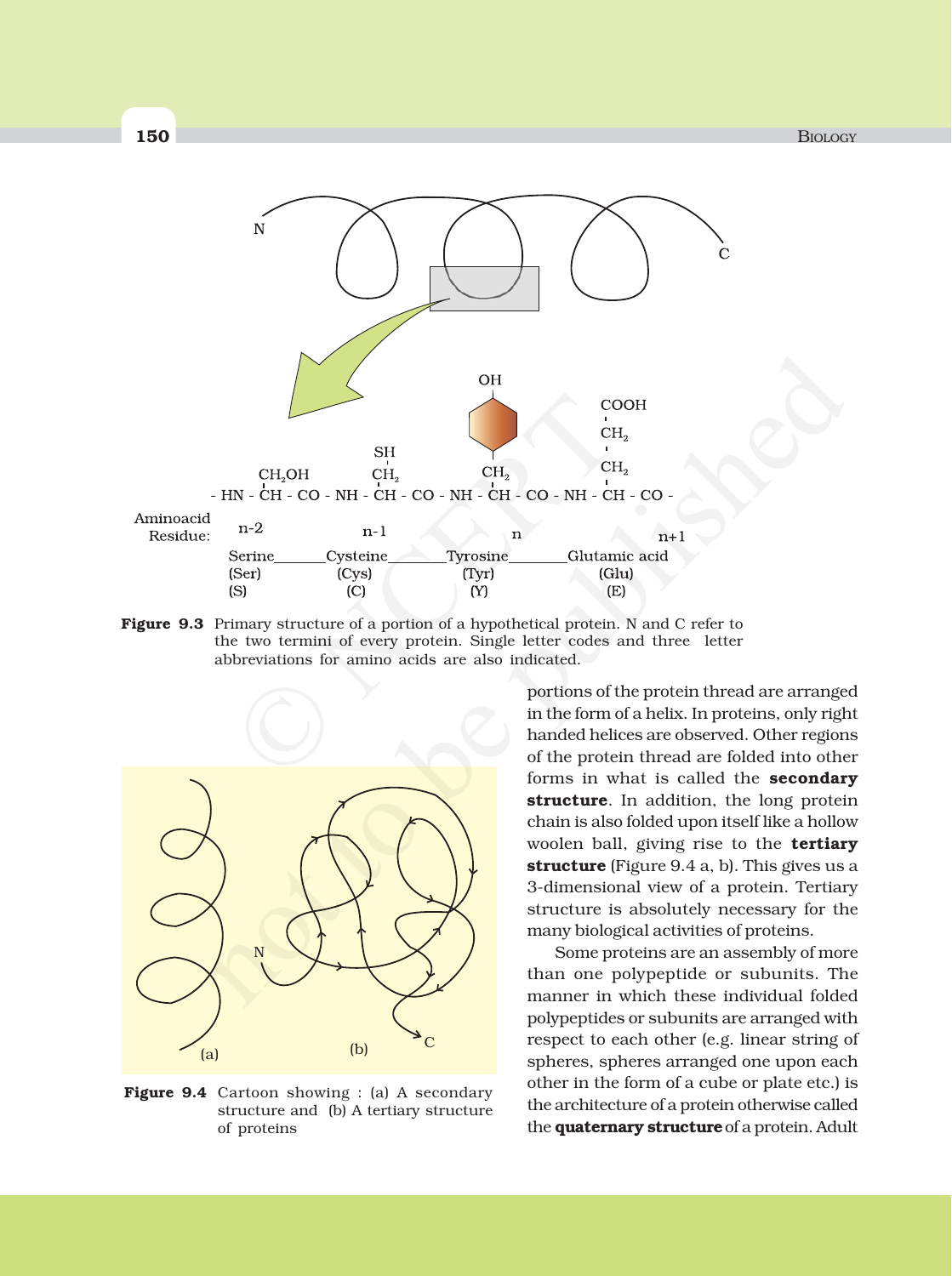**Figure 9.3** Primary structure of a portion of a hypothetical protein. N and C refer to the two termini of every protein. Single letter codes and three letter abbreviations for amino acids are also indicated.

**Figure 9.4** Cartoon showing : (a) A secondary structure and (b) A tertiary structure of proteins

portions of the protein thread are arranged in the form of a helix. In proteins, only right handed helices are observed. Other regions of the protein thread are folded into other forms in what is called the **secondary structure**. In addition, the long protein chain is also folded upon itself like a hollow woolen ball, giving rise to the **tertiary structure** (Figure 9.4 a, b). This gives us a 3-dimensional view of a protein. Tertiary structure is absolutely necessary for the many biological activities of proteins.

Some proteins are an assembly of more than one polypeptide or subunits. The manner in which these individual folded polypeptides or subunits are arranged with respect to each other (e.g. linear string of spheres, spheres arranged one upon each other in the form of a cube or plate etc.) is the architecture of a protein otherwise called the **quaternary structure** of a protein. Adult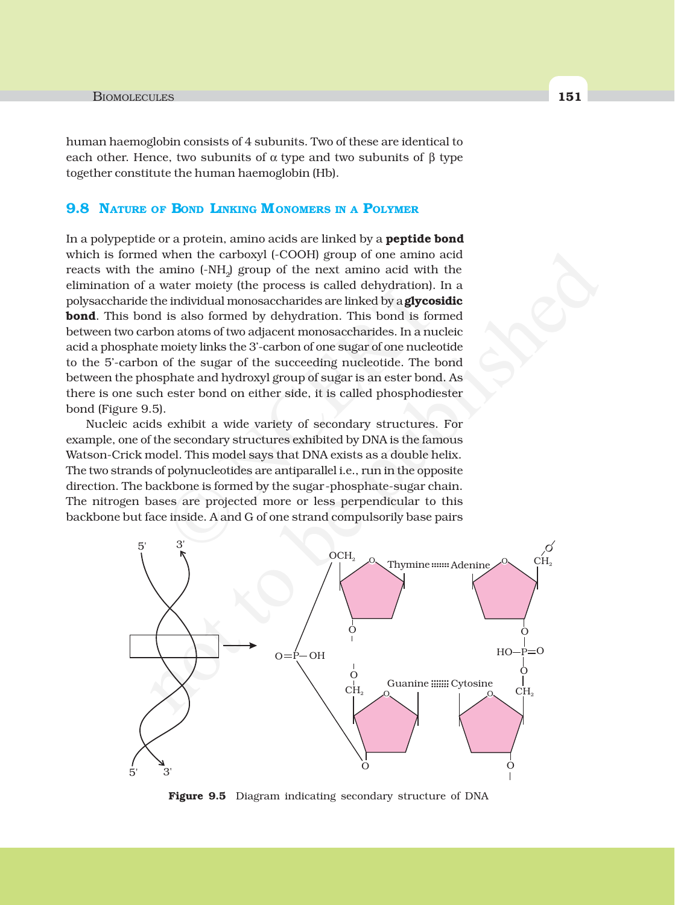human haemoglobin consists of 4 subunits. Two of these are identical to each other. Hence, two subunits of $\alpha$ type and two subunits of $\beta$ type together constitute the human haemoglobin (Hb).

## 9.8 Nature of Bond Linking Monomers in a Polymer

In a polypeptide or a protein, amino acids are linked by a **peptide bond** which is formed when the carboxyl (-COOH) group of one amino acid reacts with the amino (-$NH_2$) group of the next amino acid with the elimination of a water moiety (the process is called dehydration). In a polysaccharide the individual monosaccharides are linked by a **glycosidic bond**. This bond is also formed by dehydration. This bond is formed between two carbon atoms of two adjacent monosaccharides. In a nucleic acid a phosphate moiety links the 3'-carbon of one sugar of one nucleotide to the 5'-carbon of the sugar of the succeeding nucleotide. The bond between the phosphate and hydroxyl group of sugar is an ester bond. As there is one such ester bond on either side, it is called phosphodiester bond (Figure 9.5).

Nucleic acids exhibit a wide variety of secondary structures. For example, one of the secondary structures exhibited by DNA is the famous Watson-Crick model. This model says that DNA exists as a double helix. The two strands of polynucleotides are antiparallel i.e., run in the opposite direction. The backbone is formed by the sugar-phosphate-sugar chain. The nitrogen bases are projected more or less perpendicular to this backbone but face inside. A and G of one strand compulsorily base pairs

**Figure 9.5** Diagram indicating secondary structure of DNA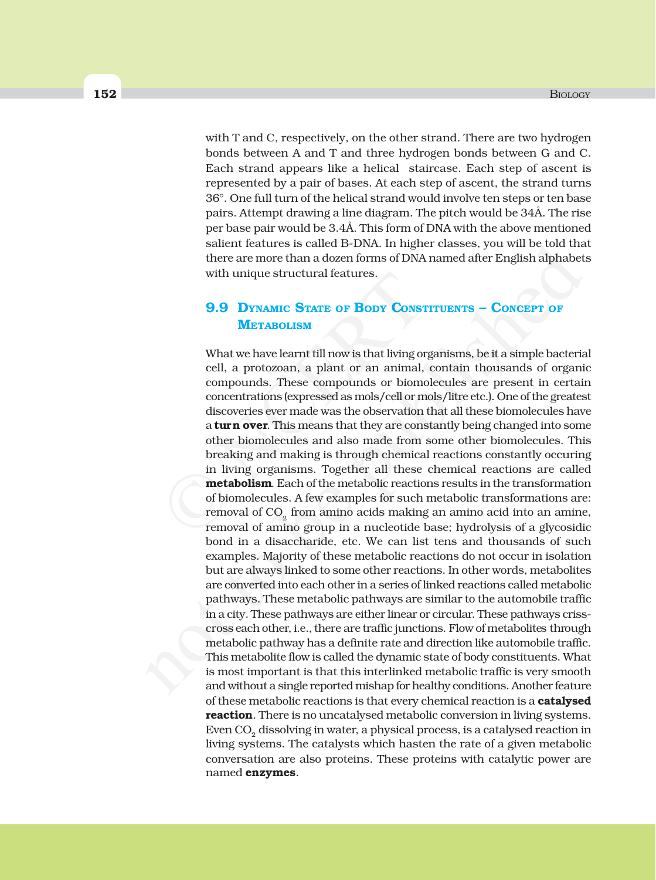with T and C, respectively, on the other strand. There are two hydrogen bonds between A and T and three hydrogen bonds between G and C. Each strand appears like a helical staircase. Each step of ascent is represented by a pair of bases. At each step of ascent, the strand turns 36°. One full turn of the helical strand would involve ten steps or ten base pairs. Attempt drawing a line diagram. The pitch would be 34Å. The rise per base pair would be 3.4Å. This form of DNA with the above mentioned salient features is called B-DNA. In higher classes, you will be told that there are more than a dozen forms of DNA named after English alphabets with unique structural features.

## 9.9 Dynamic State of Body Constituents – Concept of Metabolism

What we have learnt till now is that living organisms, be it a simple bacterial cell, a protozoan, a plant or an animal, contain thousands of organic compounds. These compounds or biomolecules are present in certain concentrations (expressed as mols/cell or mols/litre etc.). One of the greatest discoveries ever made was the observation that all these biomolecules have a **turn over**. This means that they are constantly being changed into some other biomolecules and also made from some other biomolecules. This breaking and making is through chemical reactions constantly occuring in living organisms. Together all these chemical reactions are called **metabolism**. Each of the metabolic reactions results in the transformation of biomolecules. A few examples for such metabolic transformations are: removal of $CO_2$ from amino acids making an amino acid into an amine, removal of amino group in a nucleotide base; hydrolysis of a glycosidic bond in a disaccharide, etc. We can list tens and thousands of such examples. Majority of these metabolic reactions do not occur in isolation but are always linked to some other reactions. In other words, metabolites are converted into each other in a series of linked reactions called metabolic pathways. These metabolic pathways are similar to the automobile traffic in a city. These pathways are either linear or circular. These pathways criss-cross each other, i.e., there are traffic junctions. Flow of metabolites through metabolic pathway has a definite rate and direction like automobile traffic. This metabolite flow is called the dynamic state of body constituents. What is most important is that this interlinked metabolic traffic is very smooth and without a single reported mishap for healthy conditions. Another feature of these metabolic reactions is that every chemical reaction is a **catalysed reaction**. There is no uncatalysed metabolic conversion in living systems. Even $CO_2$ dissolving in water, a physical process, is a catalysed reaction in living systems. The catalysts which hasten the rate of a given metabolic conversation are also proteins. These proteins with catalytic power are named **enzymes**.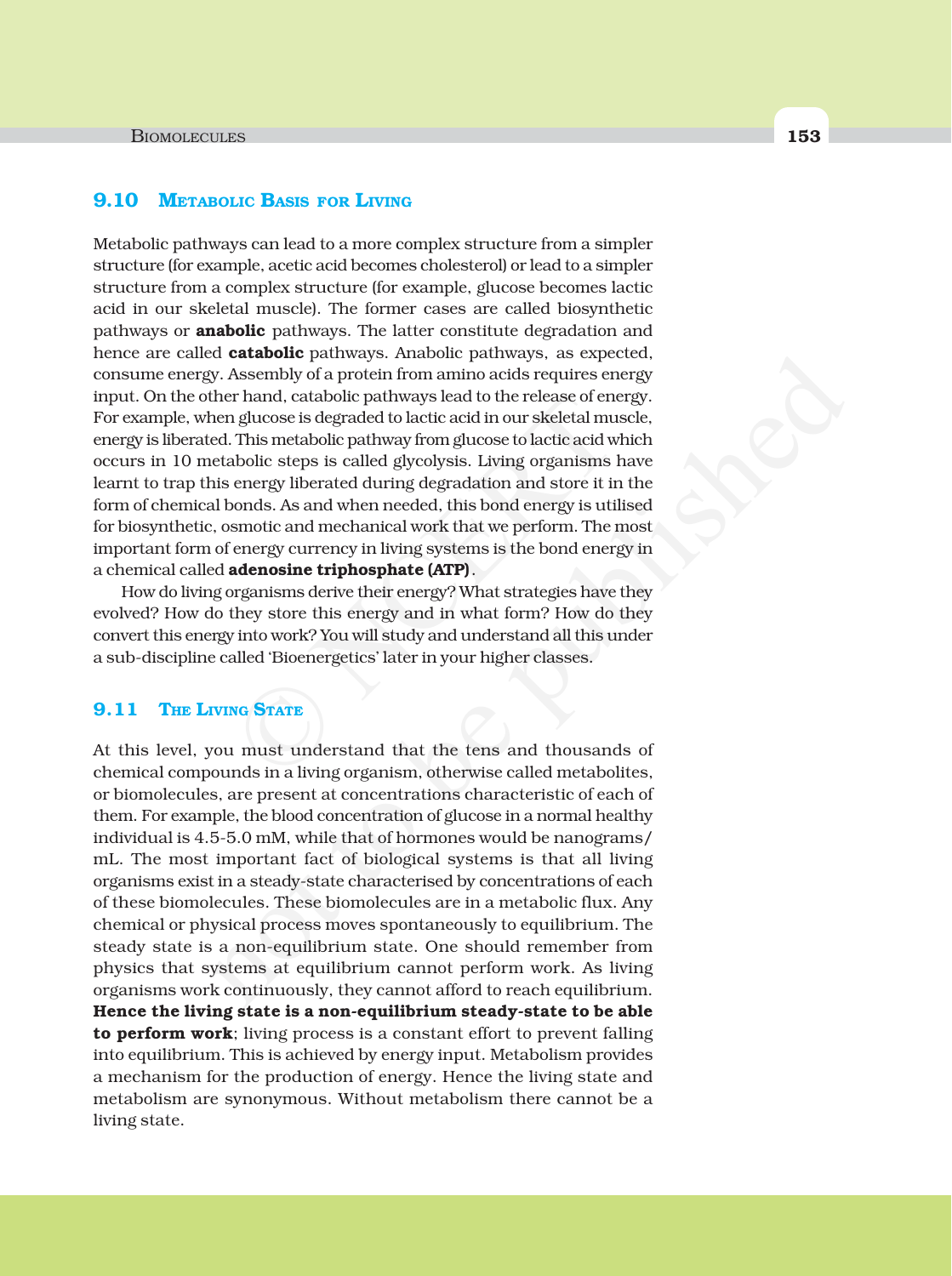## 9.10 Metabolic Basis for Living

Metabolic pathways can lead to a more complex structure from a simpler structure (for example, acetic acid becomes cholesterol) or lead to a simpler structure from a complex structure (for example, glucose becomes lactic acid in our skeletal muscle). The former cases are called biosynthetic pathways or **anabolic** pathways. The latter constitute degradation and hence are called **catabolic** pathways. Anabolic pathways, as expected, consume energy. Assembly of a protein from amino acids requires energy input. On the other hand, catabolic pathways lead to the release of energy. For example, when glucose is degraded to lactic acid in our skeletal muscle, energy is liberated. This metabolic pathway from glucose to lactic acid which occurs in 10 metabolic steps is called glycolysis. Living organisms have learnt to trap this energy liberated during degradation and store it in the form of chemical bonds. As and when needed, this bond energy is utilised for biosynthetic, osmotic and mechanical work that we perform. The most important form of energy currency in living systems is the bond energy in a chemical called **adenosine triphosphate (ATP)**.

How do living organisms derive their energy? What strategies have they evolved? How do they store this energy and in what form? How do they convert this energy into work? You will study and understand all this under a sub-discipline called 'Bioenergetics' later in your higher classes.

## 9.11 The Living State

At this level, you must understand that the tens and thousands of chemical compounds in a living organism, otherwise called metabolites, or biomolecules, are present at concentrations characteristic of each of them. For example, the blood concentration of glucose in a normal healthy individual is 4.5-5.0 mM, while that of hormones would be nanograms/mL. The most important fact of biological systems is that all living organisms exist in a steady-state characterised by concentrations of each of these biomolecules. These biomolecules are in a metabolic flux. Any chemical or physical process moves spontaneously to equilibrium. The steady state is a non-equilibrium state. One should remember from physics that systems at equilibrium cannot perform work. As living organisms work continuously, they cannot afford to reach equilibrium. **Hence the living state is a non-equilibrium steady-state to be able to perform work**; living process is a constant effort to prevent falling into equilibrium. This is achieved by energy input. Metabolism provides a mechanism for the production of energy. Hence the living state and metabolism are synonymous. Without metabolism there cannot be a living state.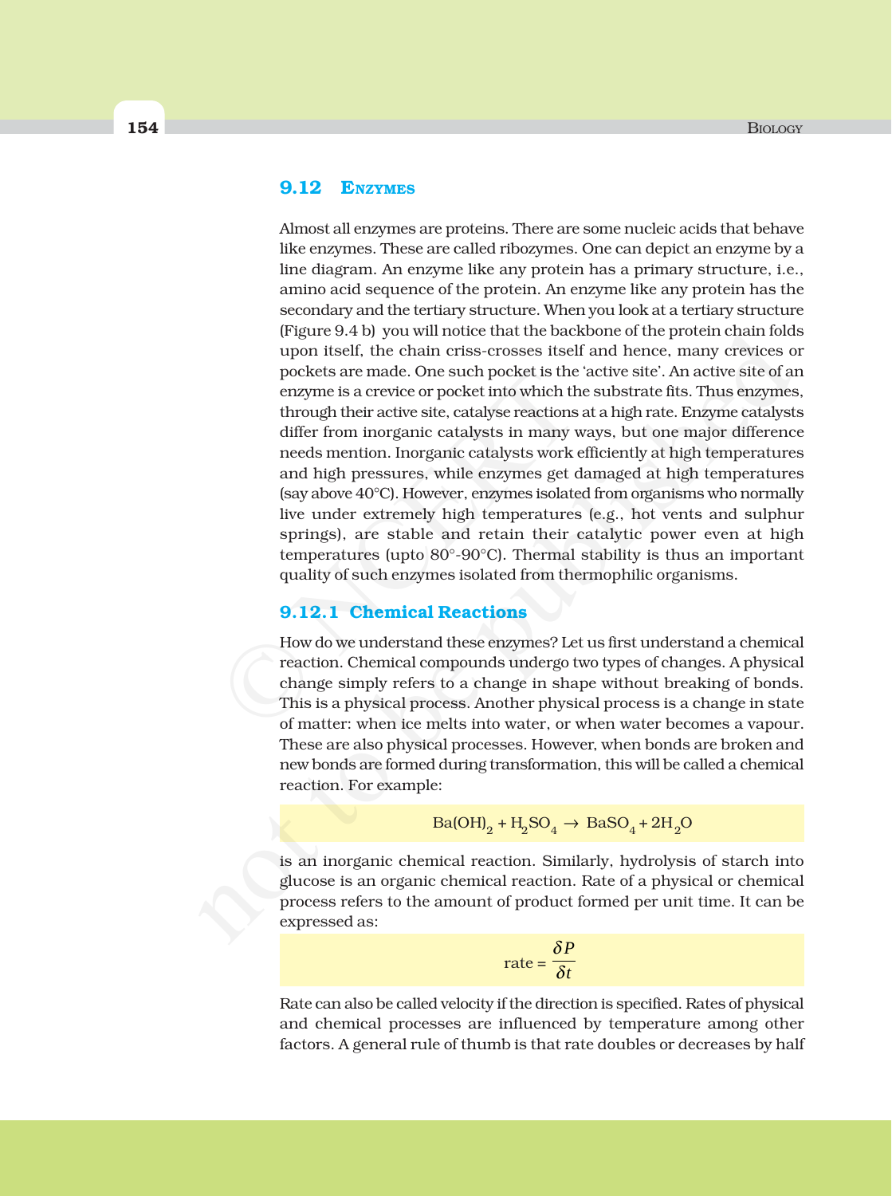## 9.12 Enzymes

Almost all enzymes are proteins. There are some nucleic acids that behave like enzymes. These are called ribozymes. One can depict an enzyme by a line diagram. An enzyme like any protein has a primary structure, i.e., amino acid sequence of the protein. An enzyme like any protein has the secondary and the tertiary structure. When you look at a tertiary structure (Figure 9.4 b) you will notice that the backbone of the protein chain folds upon itself, the chain criss-crosses itself and hence, many crevices or pockets are made. One such pocket is the 'active site'. An active site of an enzyme is a crevice or pocket into which the substrate fits. Thus enzymes, through their active site, catalyse reactions at a high rate. Enzyme catalysts differ from inorganic catalysts in many ways, but one major difference needs mention. Inorganic catalysts work efficiently at high temperatures and high pressures, while enzymes get damaged at high temperatures (say above 40°C). However, enzymes isolated from organisms who normally live under extremely high temperatures (e.g., hot vents and sulphur springs), are stable and retain their catalytic power even at high temperatures (upto 80°-90°C). Thermal stability is thus an important quality of such enzymes isolated from thermophilic organisms.

### 9.12.1 Chemical Reactions

How do we understand these enzymes? Let us first understand a chemical reaction. Chemical compounds undergo two types of changes. A physical change simply refers to a change in shape without breaking of bonds. This is a physical process. Another physical process is a change in state of matter: when ice melts into water, or when water becomes a vapour. These are also physical processes. However, when bonds are broken and new bonds are formed during transformation, this will be called a chemical reaction. For example:

$$Ba(OH)_2 + H_2SO_4 \rightarrow BaSO_4 + 2H_2O$$

is an inorganic chemical reaction. Similarly, hydrolysis of starch into glucose is an organic chemical reaction. Rate of a physical or chemical process refers to the amount of product formed per unit time. It can be expressed as:

$$\text{rate} = \frac{\delta P}{\delta t}$$

Rate can also be called velocity if the direction is specified. Rates of physical and chemical processes are influenced by temperature among other factors. A general rule of thumb is that rate doubles or decreases by half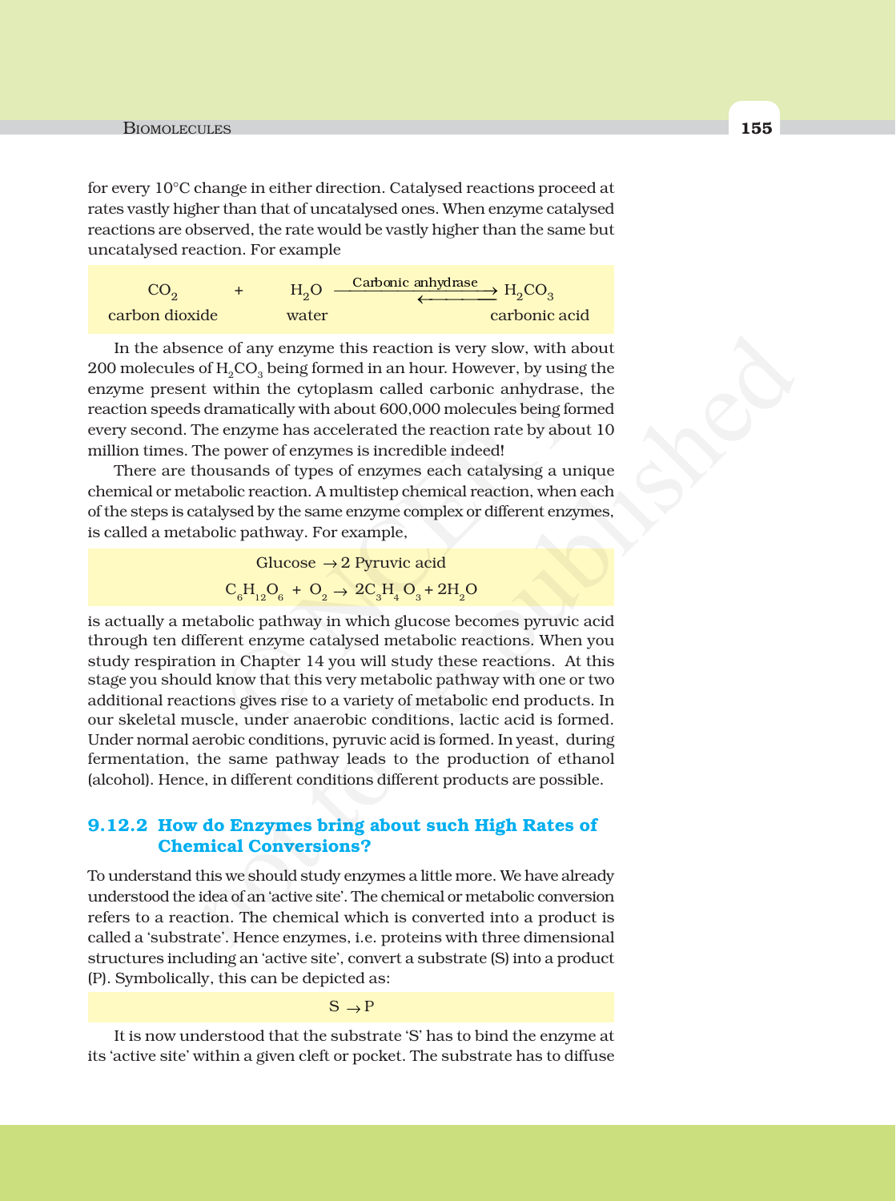for every 10°C change in either direction. Catalysed reactions proceed at rates vastly higher than that of uncatalysed ones. When enzyme catalysed reactions are observed, the rate would be vastly higher than the same but uncatalysed reaction. For example

$$\underset{\text{carbon dioxide}}{CO_2} + \underset{\text{water}}{H_2O} \underset{}{\overset{\text{Carbonic anhydrase}}{\rightleftharpoons}} \underset{\text{carbonic acid}}{H_2CO_3}$$

In the absence of any enzyme this reaction is very slow, with about 200 molecules of $H_2CO_3$ being formed in an hour. However, by using the enzyme present within the cytoplasm called carbonic anhydrase, the reaction speeds dramatically with about 600,000 molecules being formed every second. The enzyme has accelerated the reaction rate by about 10 million times. The power of enzymes is incredible indeed!

There are thousands of types of enzymes each catalysing a unique chemical or metabolic reaction. A multistep chemical reaction, when each of the steps is catalysed by the same enzyme complex or different enzymes, is called a metabolic pathway. For example,

$$\text{Glucose} \rightarrow 2 \text{ Pyruvic acid}$$

$$C_6H_{12}O_6 + O_2 \rightarrow 2C_3H_4O_3 + 2H_2O$$

is actually a metabolic pathway in which glucose becomes pyruvic acid through ten different enzyme catalysed metabolic reactions. When you study respiration in Chapter 14 you will study these reactions. At this stage you should know that this very metabolic pathway with one or two additional reactions gives rise to a variety of metabolic end products. In our skeletal muscle, under anaerobic conditions, lactic acid is formed. Under normal aerobic conditions, pyruvic acid is formed. In yeast, during fermentation, the same pathway leads to the production of ethanol (alcohol). Hence, in different conditions different products are possible.

### 9.12.2 How do Enzymes bring about such High Rates of Chemical Conversions?

To understand this we should study enzymes a little more. We have already understood the idea of an 'active site'. The chemical or metabolic conversion refers to a reaction. The chemical which is converted into a product is called a 'substrate'. Hence enzymes, i.e. proteins with three dimensional structures including an 'active site', convert a substrate (S) into a product (P). Symbolically, this can be depicted as:

$$S \rightarrow P$$

It is now understood that the substrate 'S' has to bind the enzyme at its 'active site' within a given cleft or pocket. The substrate has to diffuse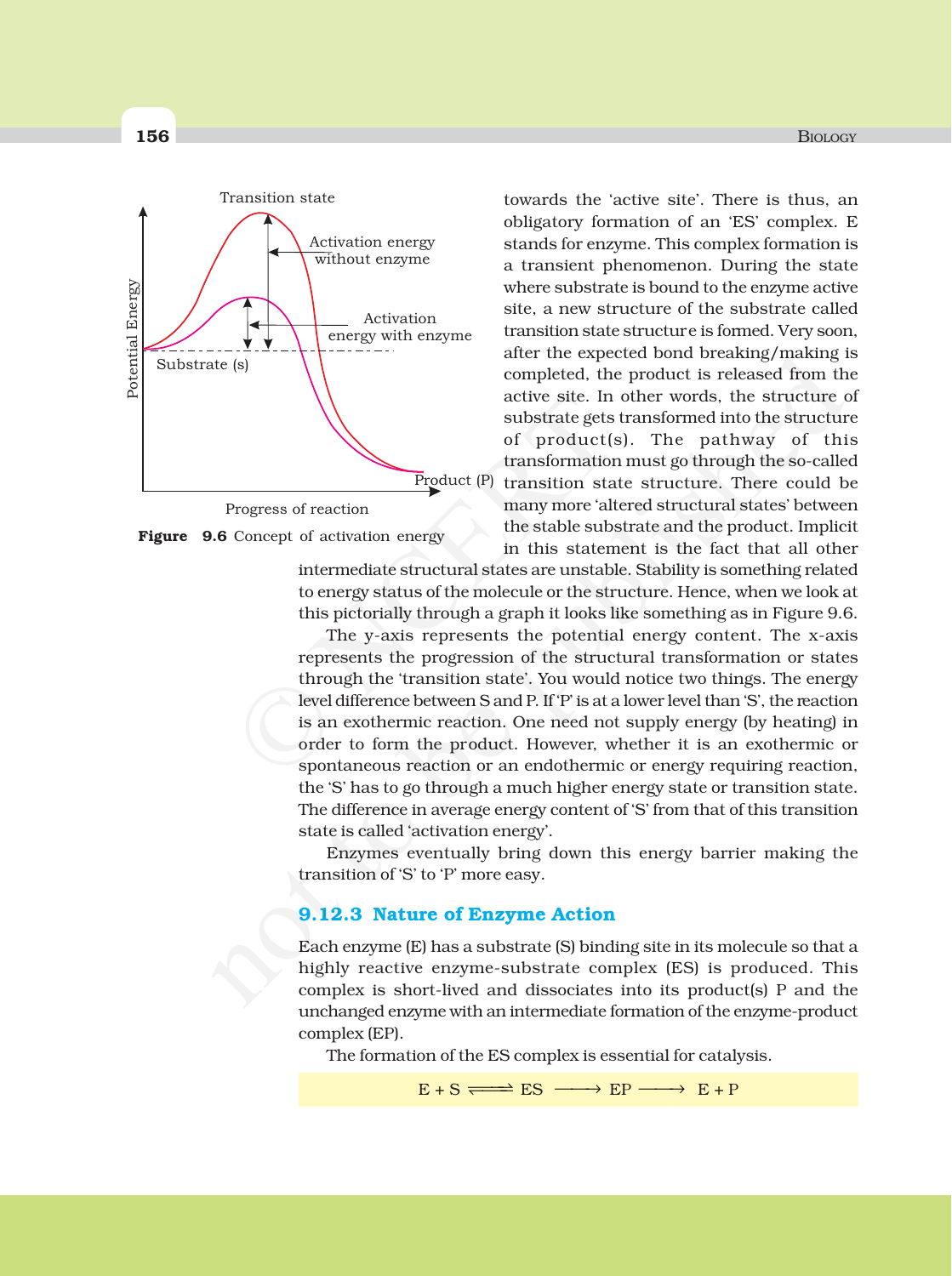towards the 'active site'. There is thus, an obligatory formation of an 'ES' complex. E stands for enzyme. This complex formation is a transient phenomenon. During the state where substrate is bound to the enzyme active site, a new structure of the substrate called transition state structure is formed. Very soon, after the expected bond breaking/making is completed, the product is released from the active site. In other words, the structure of substrate gets transformed into the structure of product(s). The pathway of this transformation must go through the so-called transition state structure. There could be many more 'altered structural states' between the stable substrate and the product. Implicit in this statement is the fact that all other intermediate structural states are unstable. Stability is something related to energy status of the molecule or the structure. Hence, when we look at this pictorially through a graph it looks like something as in Figure 9.6.

**Figure 9.6** Concept of activation energy

The y-axis represents the potential energy content. The x-axis represents the progression of the structural transformation or states through the 'transition state'. You would notice two things. The energy level difference between S and P. If 'P' is at a lower level than 'S', the reaction is an exothermic reaction. One need not supply energy (by heating) in order to form the product. However, whether it is an exothermic or spontaneous reaction or an endothermic or energy requiring reaction, the 'S' has to go through a much higher energy state or transition state. The difference in average energy content of 'S' from that of this transition state is called 'activation energy'.

Enzymes eventually bring down this energy barrier making the transition of 'S' to 'P' more easy.

### 9.12.3 Nature of Enzyme Action

Each enzyme (E) has a substrate (S) binding site in its molecule so that a highly reactive enzyme-substrate complex (ES) is produced. This complex is short-lived and dissociates into its product(s) P and the unchanged enzyme with an intermediate formation of the enzyme-product complex (EP).

The formation of the ES complex is essential for catalysis.

$$E + S \rightleftharpoons ES \longrightarrow EP \longrightarrow E + P$$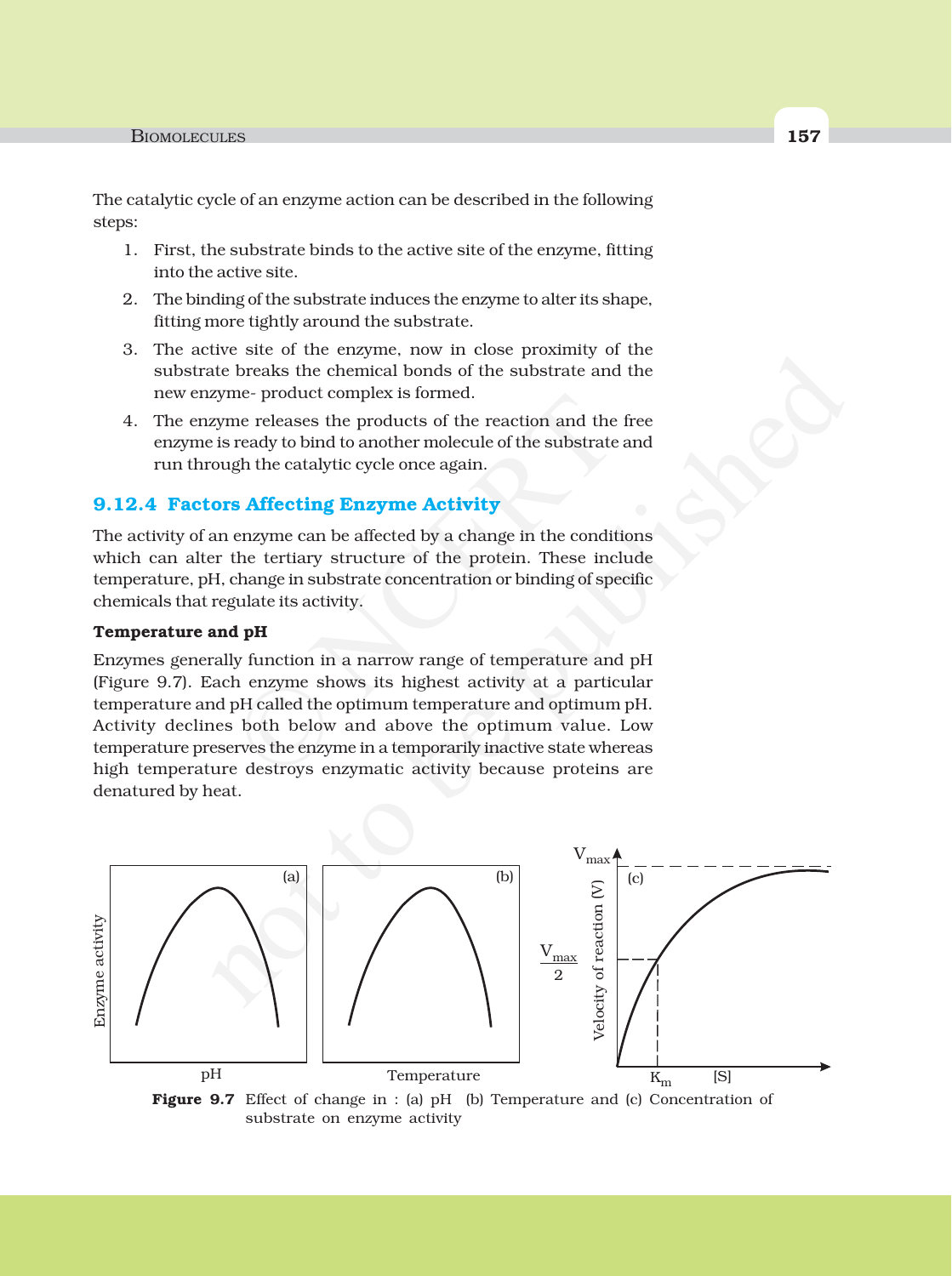The catalytic cycle of an enzyme action can be described in the following steps:

1. First, the substrate binds to the active site of the enzyme, fitting into the active site.
2. The binding of the substrate induces the enzyme to alter its shape, fitting more tightly around the substrate.
3. The active site of the enzyme, now in close proximity of the substrate breaks the chemical bonds of the substrate and the new enzyme- product complex is formed.
4. The enzyme releases the products of the reaction and the free enzyme is ready to bind to another molecule of the substrate and run through the catalytic cycle once again.

### 9.12.4 Factors Affecting Enzyme Activity

The activity of an enzyme can be affected by a change in the conditions which can alter the tertiary structure of the protein. These include temperature, pH, change in substrate concentration or binding of specific chemicals that regulate its activity.

**Temperature and pH**

Enzymes generally function in a narrow range of temperature and pH (Figure 9.7). Each enzyme shows its highest activity at a particular temperature and pH called the optimum temperature and optimum pH. Activity declines both below and above the optimum value. Low temperature preserves the enzyme in a temporarily inactive state whereas high temperature destroys enzymatic activity because proteins are denatured by heat.

**Figure 9.7** Effect of change in : (a) pH (b) Temperature and (c) Concentration of substrate on enzyme activity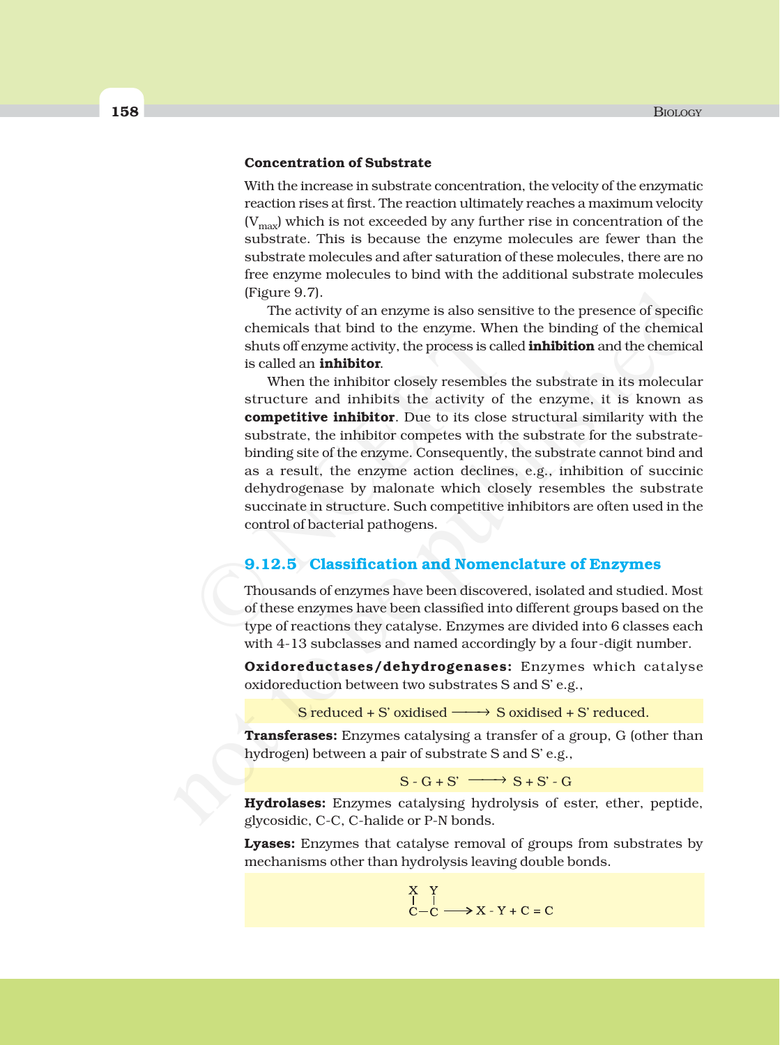**Concentration of Substrate**

With the increase in substrate concentration, the velocity of the enzymatic reaction rises at first. The reaction ultimately reaches a maximum velocity ($V_{max}$) which is not exceeded by any further rise in concentration of the substrate. This is because the enzyme molecules are fewer than the substrate molecules and after saturation of these molecules, there are no free enzyme molecules to bind with the additional substrate molecules (Figure 9.7).

The activity of an enzyme is also sensitive to the presence of specific chemicals that bind to the enzyme. When the binding of the chemical shuts off enzyme activity, the process is called **inhibition** and the chemical is called an **inhibitor**.

When the inhibitor closely resembles the substrate in its molecular structure and inhibits the activity of the enzyme, it is known as **competitive inhibitor**. Due to its close structural similarity with the substrate, the inhibitor competes with the substrate for the substrate-binding site of the enzyme. Consequently, the substrate cannot bind and as a result, the enzyme action declines, e.g., inhibition of succinic dehydrogenase by malonate which closely resembles the substrate succinate in structure. Such competitive inhibitors are often used in the control of bacterial pathogens.

### 9.12.5 Classification and Nomenclature of Enzymes

Thousands of enzymes have been discovered, isolated and studied. Most of these enzymes have been classified into different groups based on the type of reactions they catalyse. Enzymes are divided into 6 classes each with 4-13 subclasses and named accordingly by a four-digit number.

**Oxidoreductases/dehydrogenases:** Enzymes which catalyse oxidoreduction between two substrates S and S' e.g.,

$$\text{S reduced} + \text{S' oxidised} \longrightarrow \text{S oxidised} + \text{S' reduced.}$$

**Transferases:** Enzymes catalysing a transfer of a group, G (other than hydrogen) between a pair of substrate S and S' e.g.,

$$\text{S - G} + \text{S'} \longrightarrow \text{S} + \text{S' - G}$$

**Hydrolases:** Enzymes catalysing hydrolysis of ester, ether, peptide, glycosidic, C-C, C-halide or P-N bonds.

**Lyases:** Enzymes that catalyse removal of groups from substrates by mechanisms other than hydrolysis leaving double bonds.

$$\begin{array}{cc} \text{X} & \text{Y} \\ | & | \\ \text{C} & \!\!\!-\text{C} \end{array} \longrightarrow \text{X - Y} + \text{C} = \text{C}$$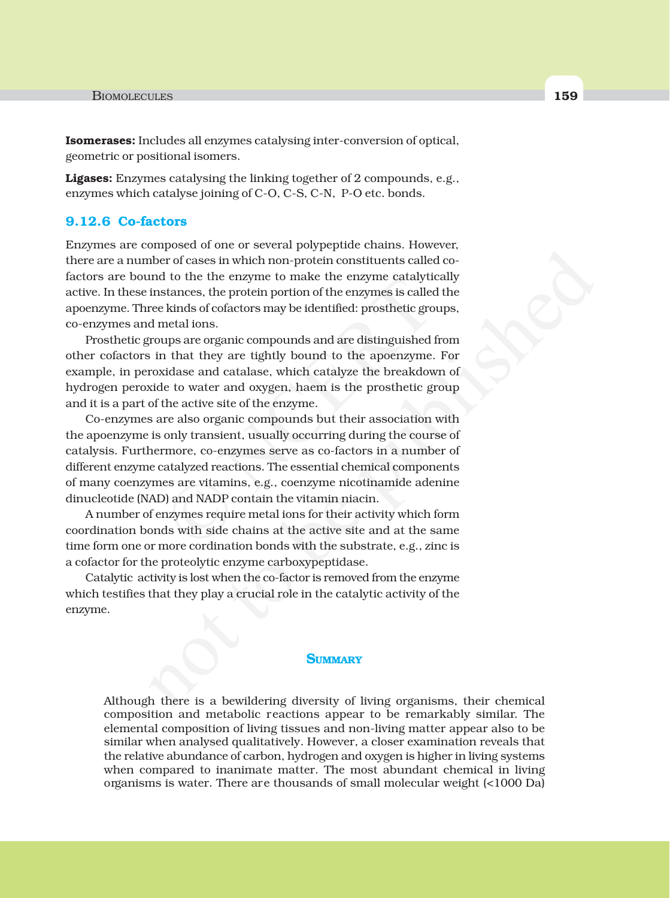**Isomerases:** Includes all enzymes catalysing inter-conversion of optical, geometric or positional isomers.

**Ligases:** Enzymes catalysing the linking together of 2 compounds, e.g., enzymes which catalyse joining of C-O, C-S, C-N, P-O etc. bonds.

### 9.12.6 Co-factors

Enzymes are composed of one or several polypeptide chains. However, there are a number of cases in which non-protein constituents called co-factors are bound to the the enzyme to make the enzyme catalytically active. In these instances, the protein portion of the enzymes is called the apoenzyme. Three kinds of cofactors may be identified: prosthetic groups, co-enzymes and metal ions.

Prosthetic groups are organic compounds and are distinguished from other cofactors in that they are tightly bound to the apoenzyme. For example, in peroxidase and catalase, which catalyze the breakdown of hydrogen peroxide to water and oxygen, haem is the prosthetic group and it is a part of the active site of the enzyme.

Co-enzymes are also organic compounds but their association with the apoenzyme is only transient, usually occurring during the course of catalysis. Furthermore, co-enzymes serve as co-factors in a number of different enzyme catalyzed reactions. The essential chemical components of many coenzymes are vitamins, e.g., coenzyme nicotinamide adenine dinucleotide (NAD) and NADP contain the vitamin niacin.

A number of enzymes require metal ions for their activity which form coordination bonds with side chains at the active site and at the same time form one or more cordination bonds with the substrate, e.g., zinc is a cofactor for the proteolytic enzyme carboxypeptidase.

Catalytic activity is lost when the co-factor is removed from the enzyme which testifies that they play a crucial role in the catalytic activity of the enzyme.

## SUMMARY

Although there is a bewildering diversity of living organisms, their chemical composition and metabolic reactions appear to be remarkably similar. The elemental composition of living tissues and non-living matter appear also to be similar when analysed qualitatively. However, a closer examination reveals that the relative abundance of carbon, hydrogen and oxygen is higher in living systems when compared to inanimate matter. The most abundant chemical in living organisms is water. There are thousands of small molecular weight (<1000 Da)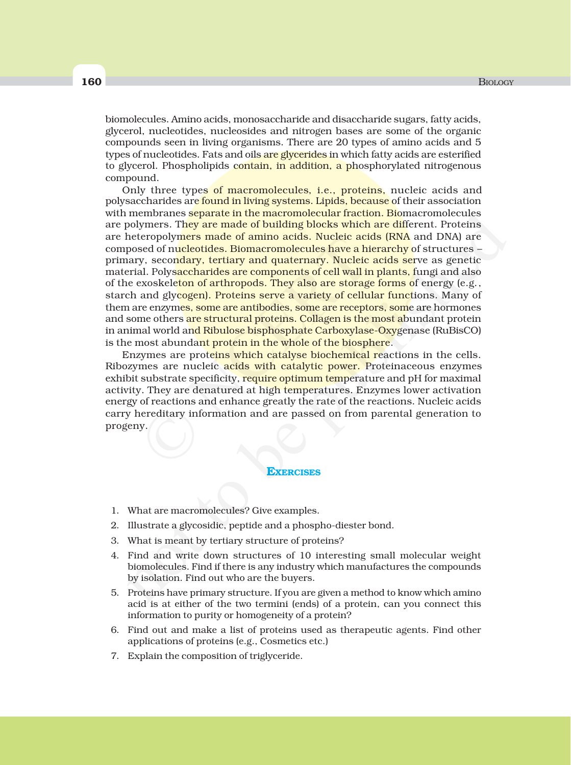biomolecules. Amino acids, monosaccharide and disaccharide sugars, fatty acids, glycerol, nucleotides, nucleosides and nitrogen bases are some of the organic compounds seen in living organisms. There are 20 types of amino acids and 5 types of nucleotides. Fats and oils are glycerides in which fatty acids are esterified to glycerol. Phospholipids contain, in addition, a phosphorylated nitrogenous compound.

Only three types of macromolecules, i.e., proteins, nucleic acids and polysaccharides are found in living systems. Lipids, because of their association with membranes separate in the macromolecular fraction. Biomacromolecules are polymers. They are made of building blocks which are different. Proteins are heteropolymers made of amino acids. Nucleic acids (RNA and DNA) are composed of nucleotides. Biomacromolecules have a hierarchy of structures – primary, secondary, tertiary and quaternary. Nucleic acids serve as genetic material. Polysaccharides are components of cell wall in plants, fungi and also of the exoskeleton of arthropods. They also are storage forms of energy (e.g., starch and glycogen). Proteins serve a variety of cellular functions. Many of them are enzymes, some are antibodies, some are receptors, some are hormones and some others are structural proteins. Collagen is the most abundant protein in animal world and Ribulose bisphosphate Carboxylase-Oxygenase (RuBisCO) is the most abundant protein in the whole of the biosphere.

Enzymes are proteins which catalyse biochemical reactions in the cells. Ribozymes are nucleic acids with catalytic power. Proteinaceous enzymes exhibit substrate specificity, require optimum temperature and pH for maximal activity. They are denatured at high temperatures. Enzymes lower activation energy of reactions and enhance greatly the rate of the reactions. Nucleic acids carry hereditary information and are passed on from parental generation to progeny.

## EXERCISES

1. What are macromolecules? Give examples.
2. Illustrate a glycosidic, peptide and a phospho-diester bond.
3. What is meant by tertiary structure of proteins?
4. Find and write down structures of 10 interesting small molecular weight biomolecules. Find if there is any industry which manufactures the compounds by isolation. Find out who are the buyers.
5. Proteins have primary structure. If you are given a method to know which amino acid is at either of the two termini (ends) of a protein, can you connect this information to purity or homogeneity of a protein?
6. Find out and make a list of proteins used as therapeutic agents. Find other applications of proteins (e.g., Cosmetics etc.)
7. Explain the composition of triglyceride.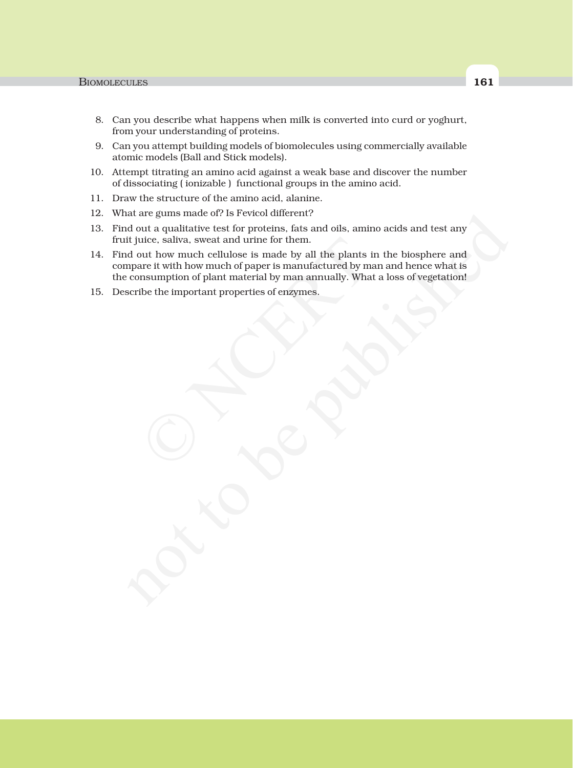8. Can you describe what happens when milk is converted into curd or yoghurt, from your understanding of proteins.
9. Can you attempt building models of biomolecules using commercially available atomic models (Ball and Stick models).
10. Attempt titrating an amino acid against a weak base and discover the number of dissociating ( ionizable ) functional groups in the amino acid.
11. Draw the structure of the amino acid, alanine.
12. What are gums made of? Is Fevicol different?
13. Find out a qualitative test for proteins, fats and oils, amino acids and test any fruit juice, saliva, sweat and urine for them.
14. Find out how much cellulose is made by all the plants in the biosphere and compare it with how much of paper is manufactured by man and hence what is the consumption of plant material by man annually. What a loss of vegetation!
15. Describe the important properties of enzymes.